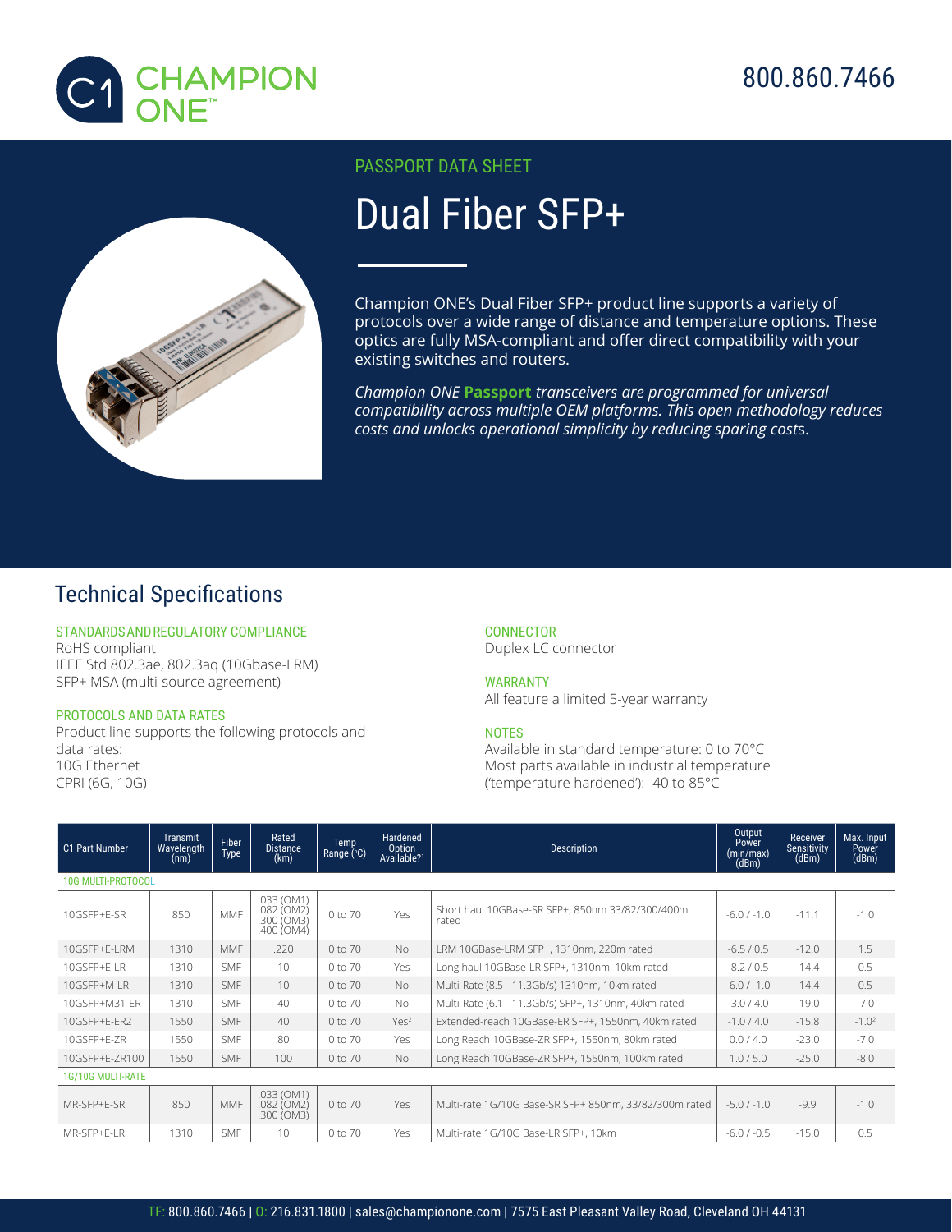# Champion ONE

800.860.7466

PASSPORT DATA SHEET

# Dual Fiber SFP+

Champion ONE's Dual Fiber SFP+ product line supports a variety of protocols over a wide range of distance and temperature options. These optics are fully MSA-compliant and offer direct compatibility with your existing switches and routers.

*Champion ONE **Passport** transceivers are programmed for universal compatibility across multiple OEM platforms. This open methodology reduces costs and unlocks operational simplicity by reducing sparing costs.*

## Technical Specifications

### STANDARDS AND REGULATORY COMPLIANCE

RoHS compliant
IEEE Std 802.3ae, 802.3aq (10Gbase-LRM)
SFP+ MSA (multi-source agreement)

### PROTOCOLS AND DATA RATES

Product line supports the following protocols and data rates:
10G Ethernet
CPRI (6G, 10G)

### CONNECTOR

Duplex LC connector

### WARRANTY

All feature a limited 5-year warranty

### NOTES

Available in standard temperature: 0 to 70°C
Most parts available in industrial temperature ('temperature hardened'): -40 to 85°C

| C1 Part Number | Transmit Wavelength (nm) | Fiber Type | Rated Distance (km) | Temp Range (°C) | Hardened Option Available?[1] | Description | Output Power (min/max) (dBm) | Receiver Sensitivity (dBm) | Max. Input Power (dBm) |
|---|---|---|---|---|---|---|---|---|---|
| **10G MULTI-PROTOCOL** | | | | | | | | | |
| 10GSFP+E-SR | 850 | MMF | .033 (OM1) .082 (OM2) .300 (OM3) .400 (OM4) | 0 to 70 | Yes | Short haul 10GBase-SR SFP+, 850nm 33/82/300/400m rated | -6.0 / -1.0 | -11.1 | -1.0 |
| 10GSFP+E-LRM | 1310 | MMF | .220 | 0 to 70 | No | LRM 10GBase-LRM SFP+, 1310nm, 220m rated | -6.5 / 0.5 | -12.0 | 1.5 |
| 10GSFP+E-LR | 1310 | SMF | 10 | 0 to 70 | Yes | Long haul 10GBase-LR SFP+, 1310nm, 10km rated | -8.2 / 0.5 | -14.4 | 0.5 |
| 10GSFP+M-LR | 1310 | SMF | 10 | 0 to 70 | No | Multi-Rate (8.5 - 11.3Gb/s) 1310nm, 10km rated | -6.0 / -1.0 | -14.4 | 0.5 |
| 10GSFP+M31-ER | 1310 | SMF | 40 | 0 to 70 | No | Multi-Rate (6.1 - 11.3Gb/s) SFP+, 1310nm, 40km rated | -3.0 / 4.0 | -19.0 | -7.0 |
| 10GSFP+E-ER2 | 1550 | SMF | 40 | 0 to 70 | Yes[2] | Extended-reach 10GBase-ER SFP+, 1550nm, 40km rated | -1.0 / 4.0 | -15.8 | -1.0[2] |
| 10GSFP+E-ZR | 1550 | SMF | 80 | 0 to 70 | Yes | Long Reach 10GBase-ZR SFP+, 1550nm, 80km rated | 0.0 / 4.0 | -23.0 | -7.0 |
| 10GSFP+E-ZR100 | 1550 | SMF | 100 | 0 to 70 | No | Long Reach 10GBase-ZR SFP+, 1550nm, 100km rated | 1.0 / 5.0 | -25.0 | -8.0 |
| **1G/10G MULTI-RATE** | | | | | | | | | |
| MR-SFP+E-SR | 850 | MMF | .033 (OM1) .082 (OM2) .300 (OM3) | 0 to 70 | Yes | Multi-rate 1G/10G Base-SR SFP+ 850nm, 33/82/300m rated | -5.0 / -1.0 | -9.9 | -1.0 |
| MR-SFP+E-LR | 1310 | SMF | 10 | 0 to 70 | Yes | Multi-rate 1G/10G Base-LR SFP+, 10km | -6.0 / -0.5 | -15.0 | 0.5 |

TF: 800.860.7466 | O: 216.831.1800 | sales@championone.com | 7575 East Pleasant Valley Road, Cleveland OH 44131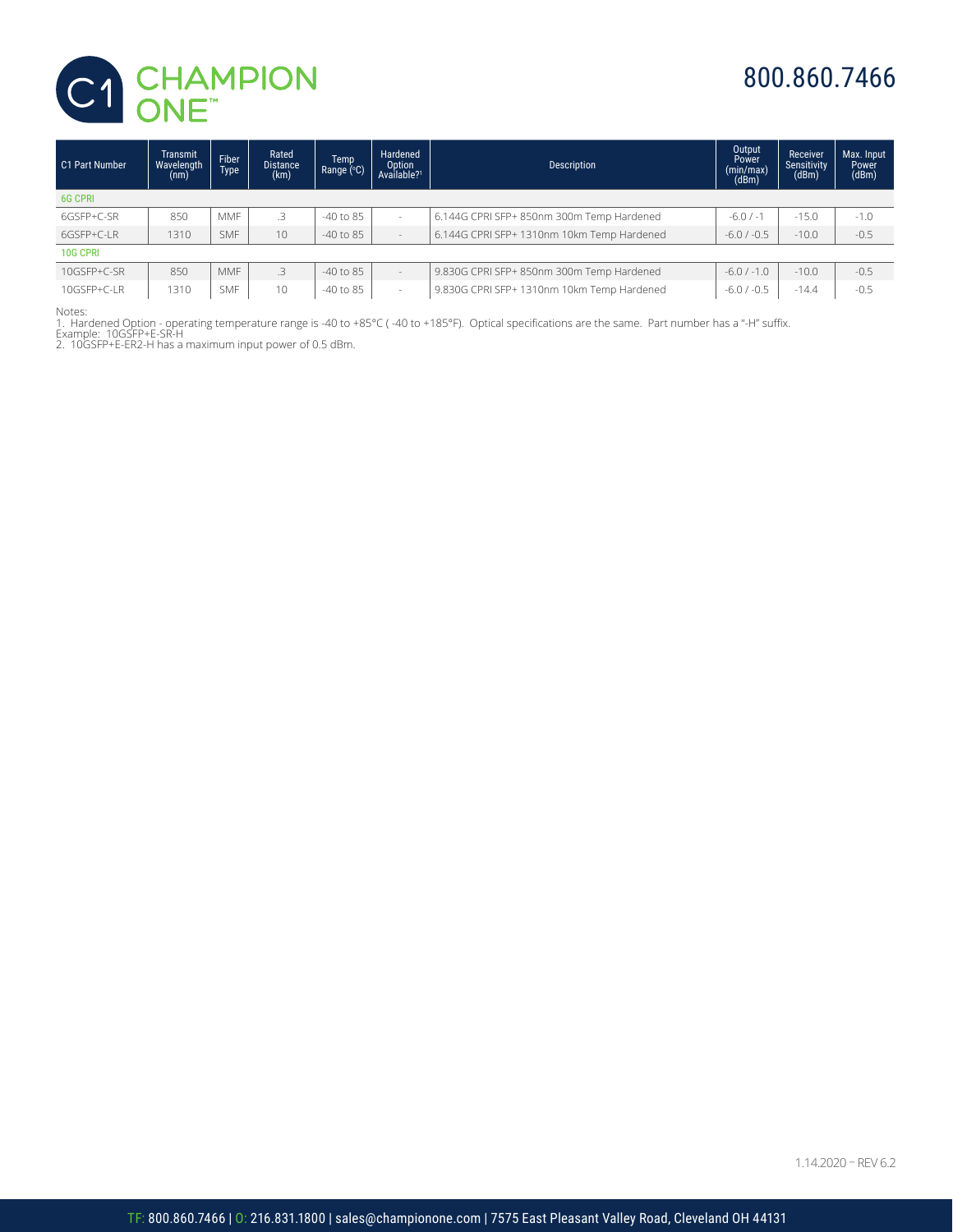| C1 Part Number | Transmit Wavelength (nm) | Fiber Type | Rated Distance (km) | Temp Range (°C) | Hardened Option Available?[1] | Description | Output Power (min/max) (dBm) | Receiver Sensitivity (dBm) | Max. Input Power (dBm) |
|---|---|---|---|---|---|---|---|---|---|
| 6G CPRI | | | | | | | | | |
| 6GSFP+C-SR | 850 | MMF | .3 | -40 to 85 | - | 6.144G CPRI SFP+ 850nm 300m Temp Hardened | -6.0 / -1 | -15.0 | -1.0 |
| 6GSFP+C-LR | 1310 | SMF | 10 | -40 to 85 | - | 6.144G CPRI SFP+ 1310nm 10km Temp Hardened | -6.0 / -0.5 | -10.0 | -0.5 |
| 10G CPRI | | | | | | | | | |
| 10GSFP+C-SR | 850 | MMF | .3 | -40 to 85 | - | 9.830G CPRI SFP+ 850nm 300m Temp Hardened | -6.0 / -1.0 | -10.0 | -0.5 |
| 10GSFP+C-LR | 1310 | SMF | 10 | -40 to 85 | - | 9.830G CPRI SFP+ 1310nm 10km Temp Hardened | -6.0 / -0.5 | -14.4 | -0.5 |

Notes:
1. Hardened Option - operating temperature range is -40 to +85°C ( -40 to +185°F). Optical specifications are the same. Part number has a "-H" suffix.
Example: 10GSFP+E-SR-H
2. 10GSFP+E-ER2-H has a maximum input power of 0.5 dBm.

1.14.2020 – REV 6.2